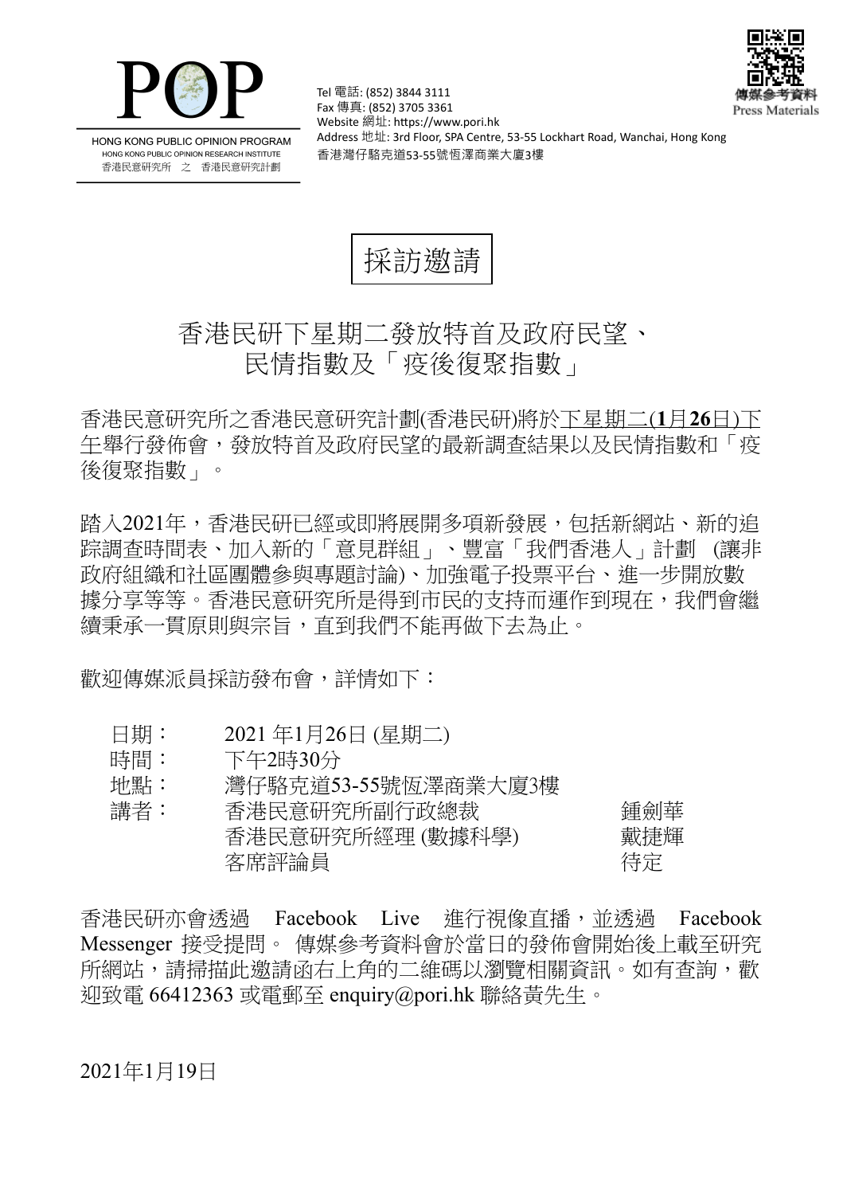POP

HONG KONG PUBLIC OPINION PROGRAM
HONG KONG PUBLIC OPINION RESEARCH INSTITUTE
香港民意研究所 之 香港民意研究計劃

Tel 電話: (852) 3844 3111
Fax 傳真: (852) 3705 3361
Website 網址: https://www.pori.hk
Address 地址: 3rd Floor, SPA Centre, 53-55 Lockhart Road, Wanchai, Hong Kong
香港灣仔駱克道53-55號恆澤商業大廈3樓

傳媒參考資料
Press Materials

# 採訪邀請

## 香港民研下星期二發放特首及政府民望、民情指數及「疫後復聚指數」

香港民意研究所之香港民意研究計劃(香港民研)將於下星期二(**1**月**26**日)下午舉行發佈會，發放特首及政府民望的最新調查結果以及民情指數和「疫後復聚指數」。

踏入2021年，香港民研已經或即將展開多項新發展，包括新網站、新的追踪調查時間表、加入新的「意見群組」、豐富「我們香港人」計劃 (讓非政府組織和社區團體參與專題討論)、加強電子投票平台、進一步開放數據分享等等。香港民意研究所是得到市民的支持而運作到現在，我們會繼續秉承一貫原則與宗旨，直到我們不能再做下去為止。

歡迎傳媒派員採訪發布會，詳情如下：

| | | |
|---|---|---|
| 日期： | 2021 年1月26日 (星期二) | |
| 時間： | 下午2時30分 | |
| 地點： | 灣仔駱克道53-55號恆澤商業大廈3樓 | |
| 講者： | 香港民意研究所副行政總裁 | 鍾劍華 |
| | 香港民意研究所經理 (數據科學) | 戴捷輝 |
| | 客席評論員 | 待定 |

香港民研亦會透過 Facebook Live 進行視像直播，並透過 Facebook Messenger 接受提問。 傳媒參考資料會於當日的發佈會開始後上載至研究所網站，請掃描此邀請函右上角的二維碼以瀏覽相關資訊。如有查詢，歡迎致電 66412363 或電郵至 enquiry@pori.hk 聯絡黃先生。

2021年1月19日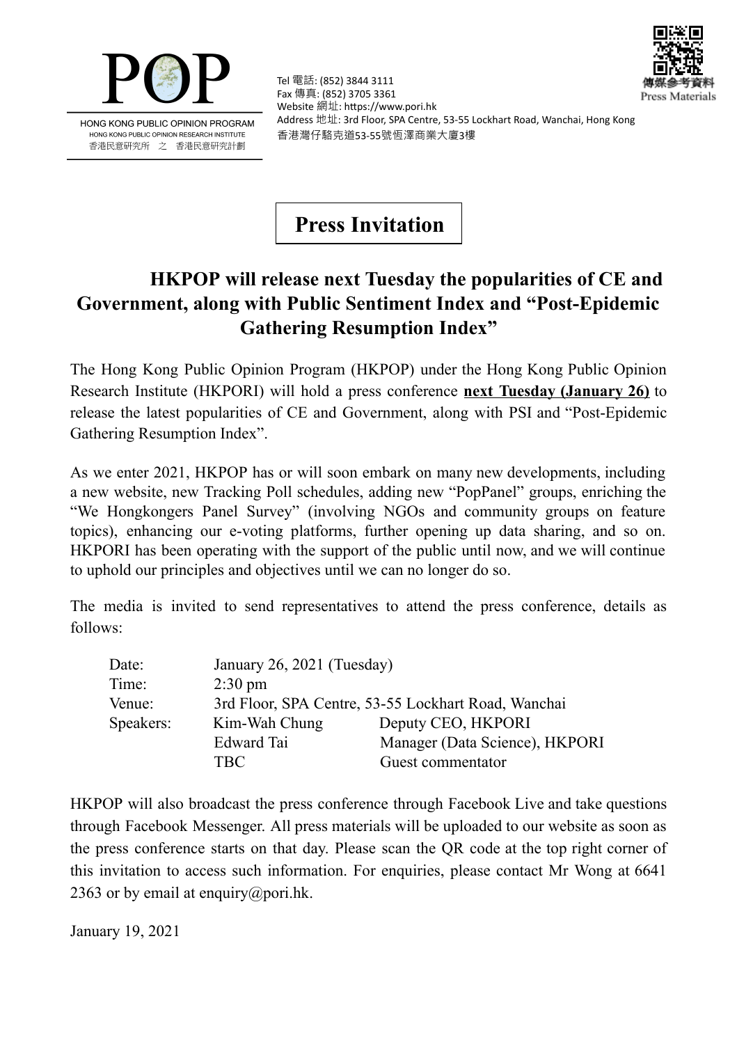POP

HONG KONG PUBLIC OPINION PROGRAM
HONG KONG PUBLIC OPINION RESEARCH INSTITUTE
香港民意研究所 之 香港民意研究計劃

Tel 電話: (852) 3844 3111
Fax 傳真: (852) 3705 3361
Website 網址: https://www.pori.hk
Address 地址: 3rd Floor, SPA Centre, 53-55 Lockhart Road, Wanchai, Hong Kong
香港灣仔駱克道53-55號恆澤商業大廈3樓

傳媒參考資料
Press Materials

# Press Invitation

## HKPOP will release next Tuesday the popularities of CE and Government, along with Public Sentiment Index and "Post-Epidemic Gathering Resumption Index"

The Hong Kong Public Opinion Program (HKPOP) under the Hong Kong Public Opinion Research Institute (HKPORI) will hold a press conference **next Tuesday (January 26)** to release the latest popularities of CE and Government, along with PSI and "Post-Epidemic Gathering Resumption Index".

As we enter 2021, HKPOP has or will soon embark on many new developments, including a new website, new Tracking Poll schedules, adding new "PopPanel" groups, enriching the "We Hongkongers Panel Survey" (involving NGOs and community groups on feature topics), enhancing our e-voting platforms, further opening up data sharing, and so on. HKPORI has been operating with the support of the public until now, and we will continue to uphold our principles and objectives until we can no longer do so.

The media is invited to send representatives to attend the press conference, details as follows:

| | | |
|---|---|---|
| Date: | January 26, 2021 (Tuesday) | |
| Time: | 2:30 pm | |
| Venue: | 3rd Floor, SPA Centre, 53-55 Lockhart Road, Wanchai | |
| Speakers: | Kim-Wah Chung | Deputy CEO, HKPORI |
| | Edward Tai | Manager (Data Science), HKPORI |
| | TBC | Guest commentator |

HKPOP will also broadcast the press conference through Facebook Live and take questions through Facebook Messenger. All press materials will be uploaded to our website as soon as the press conference starts on that day. Please scan the QR code at the top right corner of this invitation to access such information. For enquiries, please contact Mr Wong at 6641 2363 or by email at enquiry@pori.hk.

January 19, 2021